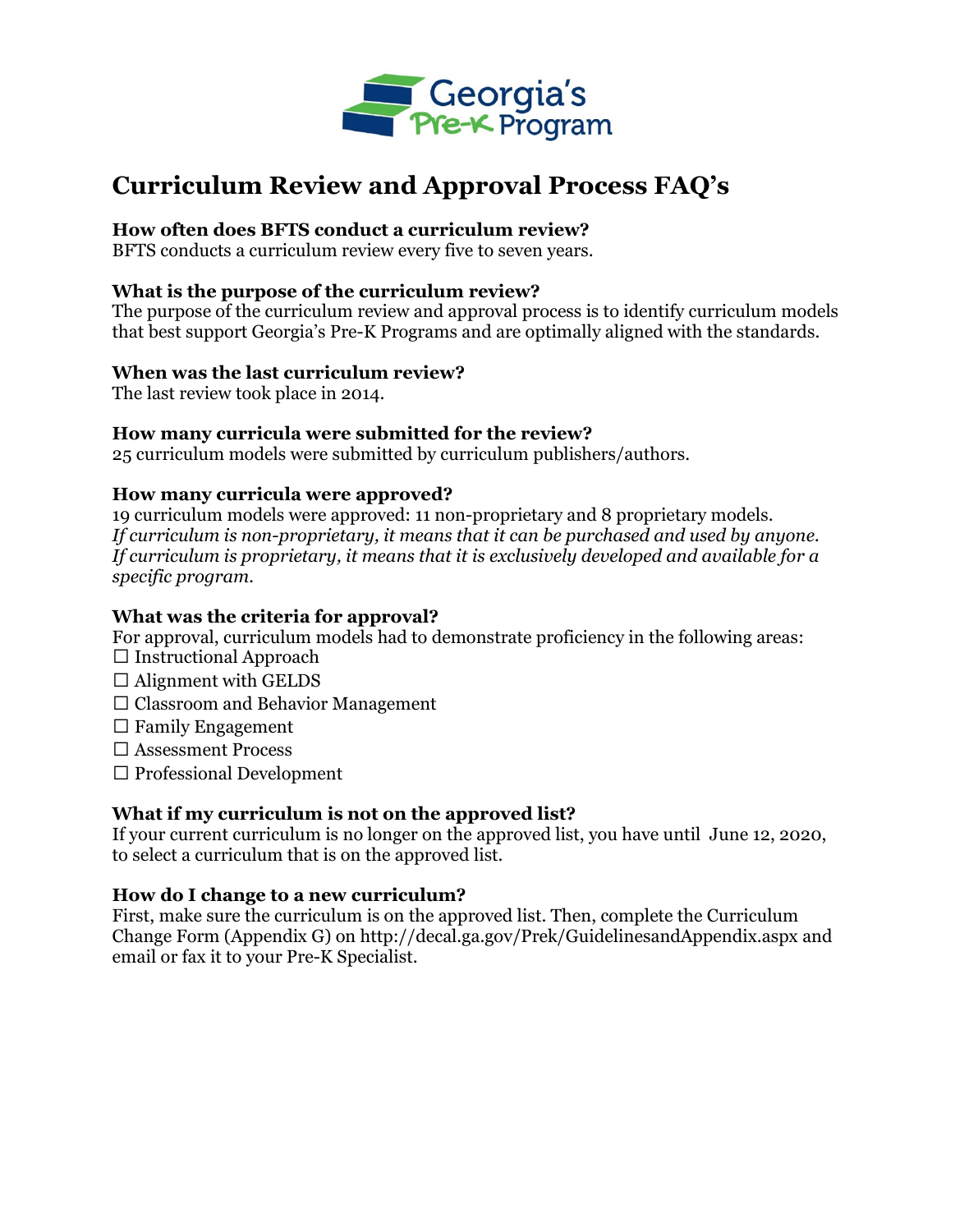# Curriculum Review and Approval Process FAQ's

**How often does BFTS conduct a curriculum review?**
BFTS conducts a curriculum review every five to seven years.

**What is the purpose of the curriculum review?**
The purpose of the curriculum review and approval process is to identify curriculum models that best support Georgia's Pre-K Programs and are optimally aligned with the standards.

**When was the last curriculum review?**
The last review took place in 2014.

**How many curricula were submitted for the review?**
25 curriculum models were submitted by curriculum publishers/authors.

**How many curricula were approved?**
19 curriculum models were approved: 11 non-proprietary and 8 proprietary models.
*If curriculum is non-proprietary, it means that it can be purchased and used by anyone. If curriculum is proprietary, it means that it is exclusively developed and available for a specific program.*

**What was the criteria for approval?**
For approval, curriculum models had to demonstrate proficiency in the following areas:

- ☐ Instructional Approach
- ☐ Alignment with GELDS
- ☐ Classroom and Behavior Management
- ☐ Family Engagement
- ☐ Assessment Process
- ☐ Professional Development

**What if my curriculum is not on the approved list?**
If your current curriculum is no longer on the approved list, you have until June 12, 2020, to select a curriculum that is on the approved list.

**How do I change to a new curriculum?**
First, make sure the curriculum is on the approved list. Then, complete the Curriculum Change Form (Appendix G) on http://decal.ga.gov/Prek/GuidelinesandAppendix.aspx and email or fax it to your Pre-K Specialist.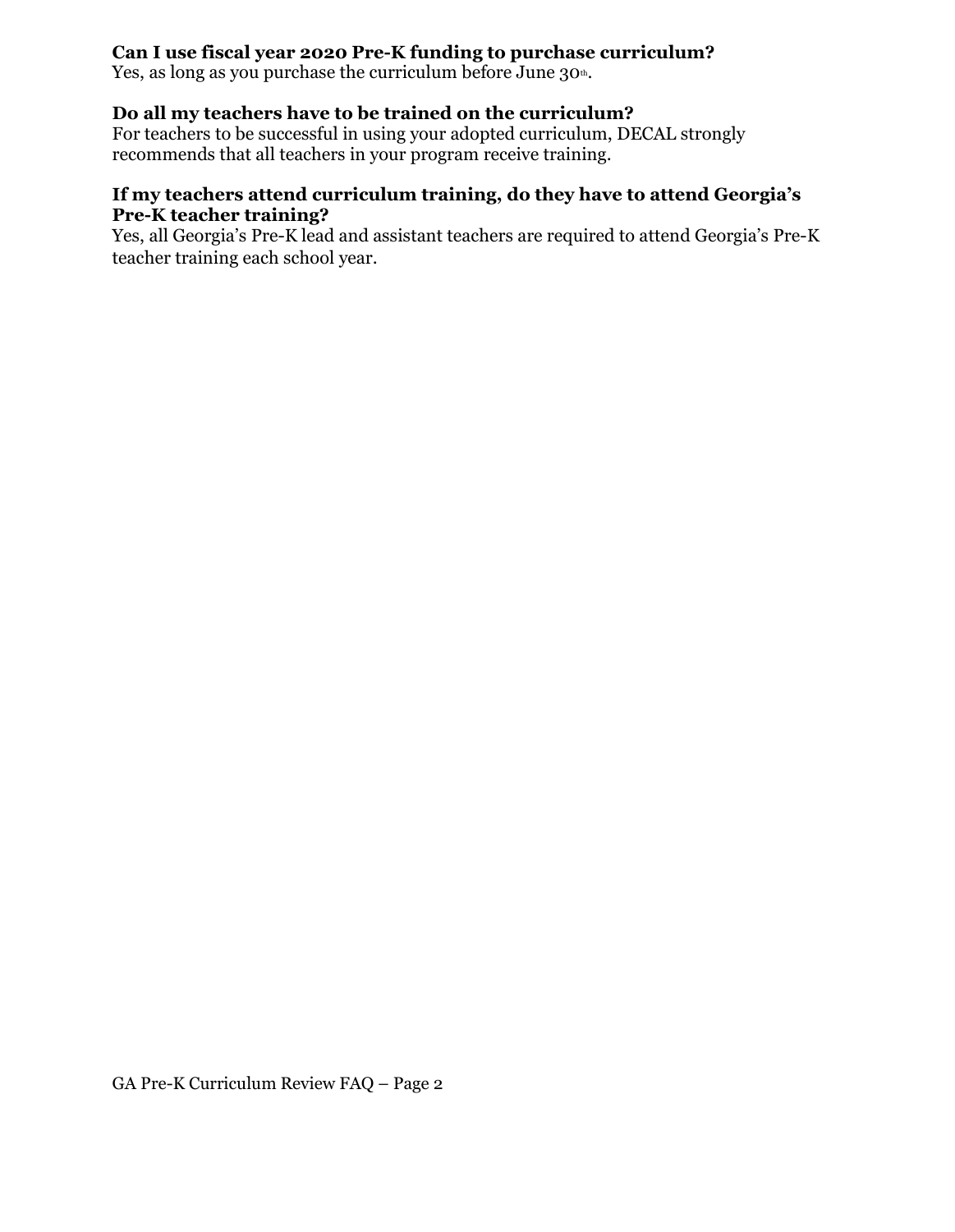**Can I use fiscal year 2020 Pre-K funding to purchase curriculum?**
Yes, as long as you purchase the curriculum before June 30th.

**Do all my teachers have to be trained on the curriculum?**
For teachers to be successful in using your adopted curriculum, DECAL strongly recommends that all teachers in your program receive training.

**If my teachers attend curriculum training, do they have to attend Georgia's Pre-K teacher training?**
Yes, all Georgia's Pre-K lead and assistant teachers are required to attend Georgia's Pre-K teacher training each school year.